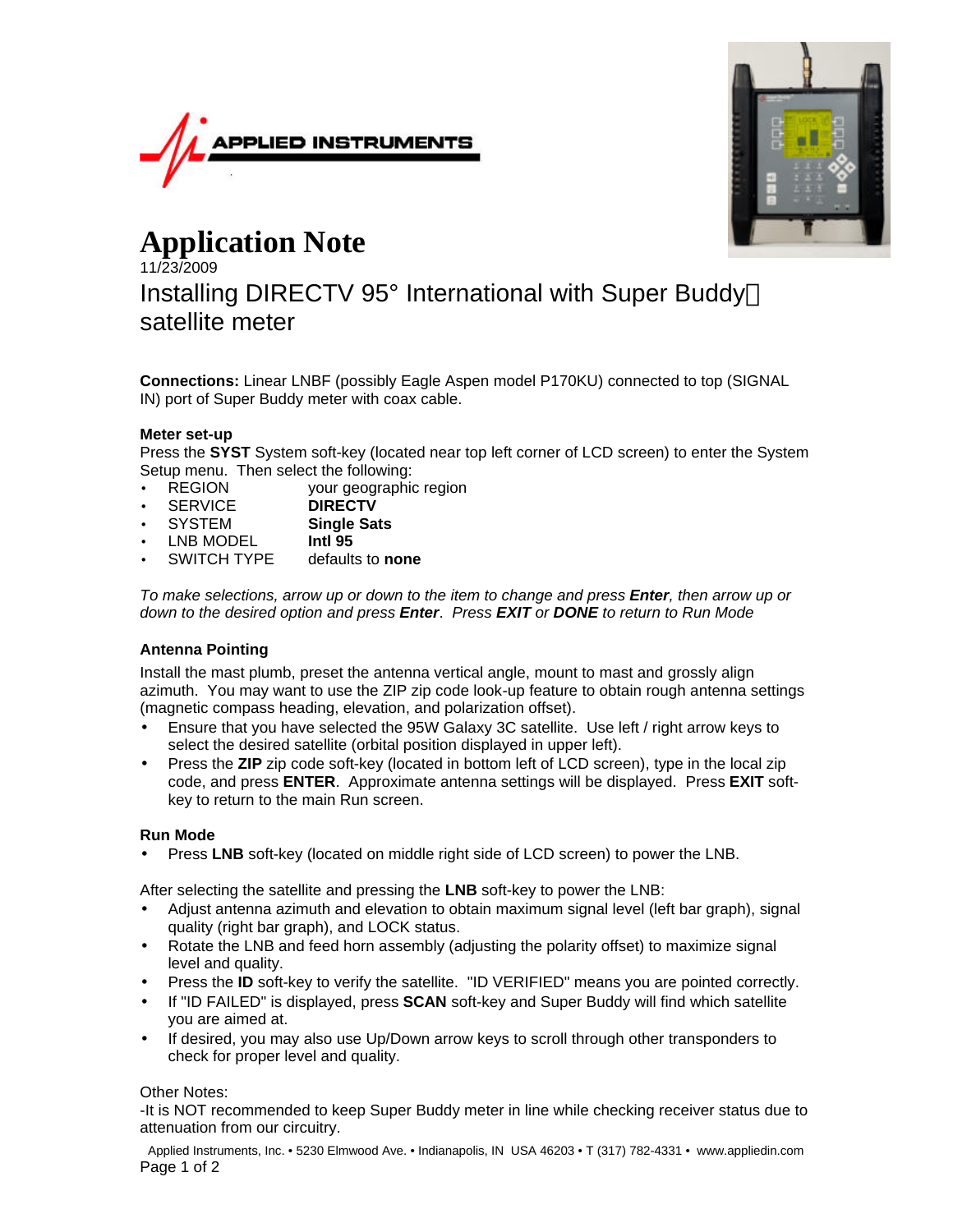APPLIED INSTRUMENTS

# Application Note

11/23/2009

## Installing DIRECTV 95° International with Super Buddy satellite meter

**Connections:** Linear LNBF (possibly Eagle Aspen model P170KU) connected to top (SIGNAL IN) port of Super Buddy meter with coax cable.

**Meter set-up**

Press the **SYST** System soft-key (located near top left corner of LCD screen) to enter the System Setup menu. Then select the following:

- REGION — your geographic region
- SERVICE — **DIRECTV**
- SYSTEM — **Single Sats**
- LNB MODEL — **Intl 95**
- SWITCH TYPE — defaults to **none**

*To make selections, arrow up or down to the item to change and press **Enter**, then arrow up or down to the desired option and press **Enter**. Press **EXIT** or **DONE** to return to Run Mode*

**Antenna Pointing**

Install the mast plumb, preset the antenna vertical angle, mount to mast and grossly align azimuth. You may want to use the ZIP zip code look-up feature to obtain rough antenna settings (magnetic compass heading, elevation, and polarization offset).

- Ensure that you have selected the 95W Galaxy 3C satellite. Use left / right arrow keys to select the desired satellite (orbital position displayed in upper left).
- Press the **ZIP** zip code soft-key (located in bottom left of LCD screen), type in the local zip code, and press **ENTER**. Approximate antenna settings will be displayed. Press **EXIT** soft-key to return to the main Run screen.

**Run Mode**

- Press **LNB** soft-key (located on middle right side of LCD screen) to power the LNB.

After selecting the satellite and pressing the **LNB** soft-key to power the LNB:

- Adjust antenna azimuth and elevation to obtain maximum signal level (left bar graph), signal quality (right bar graph), and LOCK status.
- Rotate the LNB and feed horn assembly (adjusting the polarity offset) to maximize signal level and quality.
- Press the **ID** soft-key to verify the satellite. "ID VERIFIED" means you are pointed correctly.
- If "ID FAILED" is displayed, press **SCAN** soft-key and Super Buddy will find which satellite you are aimed at.
- If desired, you may also use Up/Down arrow keys to scroll through other transponders to check for proper level and quality.

Other Notes:

-It is NOT recommended to keep Super Buddy meter in line while checking receiver status due to attenuation from our circuitry.

Applied Instruments, Inc. • 5230 Elmwood Ave. • Indianapolis, IN USA 46203 • T (317) 782-4331 • www.appliedin.com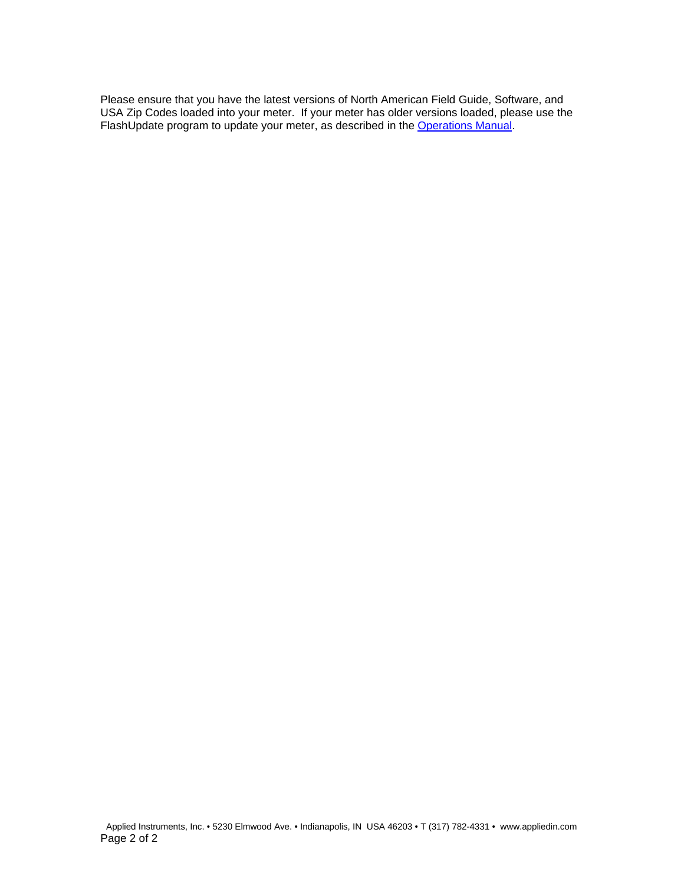Please ensure that you have the latest versions of North American Field Guide, Software, and USA Zip Codes loaded into your meter. If your meter has older versions loaded, please use the FlashUpdate program to update your meter, as described in the Operations Manual.